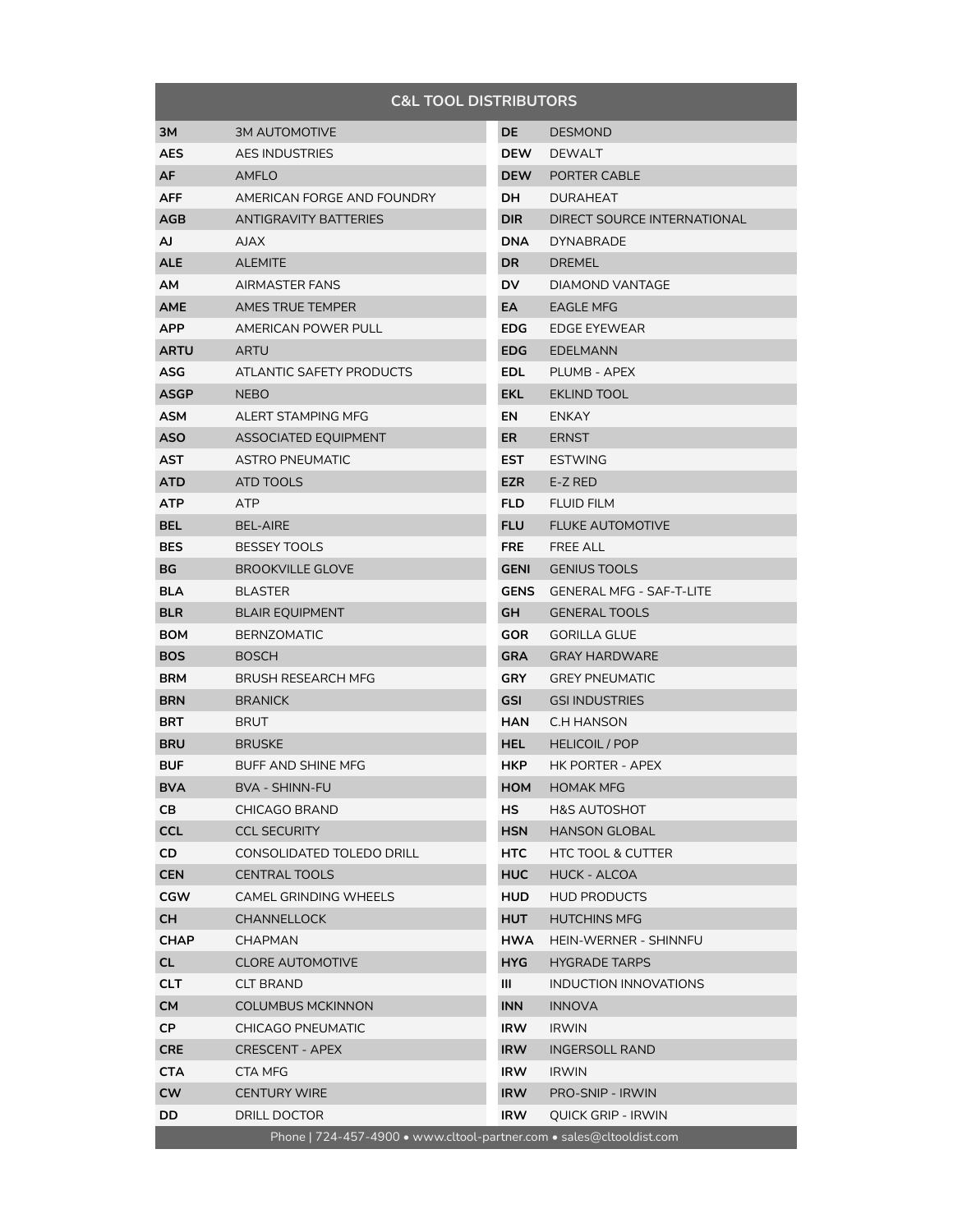# C&L TOOL DISTRIBUTORS

| Code | Distributor |
|---|---|
| **3M** | 3M AUTOMOTIVE |
| **AES** | AES INDUSTRIES |
| **AF** | AMFLO |
| **AFF** | AMERICAN FORGE AND FOUNDRY |
| **AGB** | ANTIGRAVITY BATTERIES |
| **AJ** | AJAX |
| **ALE** | ALEMITE |
| **AM** | AIRMASTER FANS |
| **AME** | AMES TRUE TEMPER |
| **APP** | AMERICAN POWER PULL |
| **ARTU** | ARTU |
| **ASG** | ATLANTIC SAFETY PRODUCTS |
| **ASGP** | NEBO |
| **ASM** | ALERT STAMPING MFG |
| **ASO** | ASSOCIATED EQUIPMENT |
| **AST** | ASTRO PNEUMATIC |
| **ATD** | ATD TOOLS |
| **ATP** | ATP |
| **BEL** | BEL-AIRE |
| **BES** | BESSEY TOOLS |
| **BG** | BROOKVILLE GLOVE |
| **BLA** | BLASTER |
| **BLR** | BLAIR EQUIPMENT |
| **BOM** | BERNZOMATIC |
| **BOS** | BOSCH |
| **BRM** | BRUSH RESEARCH MFG |
| **BRN** | BRANICK |
| **BRT** | BRUT |
| **BRU** | BRUSKE |
| **BUF** | BUFF AND SHINE MFG |
| **BVA** | BVA - SHINN-FU |
| **CB** | CHICAGO BRAND |
| **CCL** | CCL SECURITY |
| **CD** | CONSOLIDATED TOLEDO DRILL |
| **CEN** | CENTRAL TOOLS |
| **CGW** | CAMEL GRINDING WHEELS |
| **CH** | CHANNELLOCK |
| **CHAP** | CHAPMAN |
| **CL** | CLORE AUTOMOTIVE |
| **CLT** | CLT BRAND |
| **CM** | COLUMBUS MCKINNON |
| **CP** | CHICAGO PNEUMATIC |
| **CRE** | CRESCENT - APEX |
| **CTA** | CTA MFG |
| **CW** | CENTURY WIRE |
| **DD** | DRILL DOCTOR |
| **DE** | DESMOND |
| **DEW** | DEWALT |
| **DEW** | PORTER CABLE |
| **DH** | DURAHEAT |
| **DIR** | DIRECT SOURCE INTERNATIONAL |
| **DNA** | DYNABRADE |
| **DR** | DREMEL |
| **DV** | DIAMOND VANTAGE |
| **EA** | EAGLE MFG |
| **EDG** | EDGE EYEWEAR |
| **EDG** | EDELMANN |
| **EDL** | PLUMB - APEX |
| **EKL** | EKLIND TOOL |
| **EN** | ENKAY |
| **ER** | ERNST |
| **EST** | ESTWING |
| **EZR** | E-Z RED |
| **FLD** | FLUID FILM |
| **FLU** | FLUKE AUTOMOTIVE |
| **FRE** | FREE ALL |
| **GENI** | GENIUS TOOLS |
| **GENS** | GENERAL MFG - SAF-T-LITE |
| **GH** | GENERAL TOOLS |
| **GOR** | GORILLA GLUE |
| **GRA** | GRAY HARDWARE |
| **GRY** | GREY PNEUMATIC |
| **GSI** | GSI INDUSTRIES |
| **HAN** | C.H HANSON |
| **HEL** | HELICOIL / POP |
| **HKP** | HK PORTER - APEX |
| **HOM** | HOMAK MFG |
| **HS** | H&S AUTOSHOT |
| **HSN** | HANSON GLOBAL |
| **HTC** | HTC TOOL & CUTTER |
| **HUC** | HUCK - ALCOA |
| **HUD** | HUD PRODUCTS |
| **HUT** | HUTCHINS MFG |
| **HWA** | HEIN-WERNER - SHINNFU |
| **HYG** | HYGRADE TARPS |
| **III** | INDUCTION INNOVATIONS |
| **INN** | INNOVA |
| **IRW** | IRWIN |
| **IRW** | INGERSOLL RAND |
| **IRW** | IRWIN |
| **IRW** | PRO-SNIP - IRWIN |
| **IRW** | QUICK GRIP - IRWIN |

Phone | 724-457-4900 • www.cltool-partner.com • sales@cltooldist.com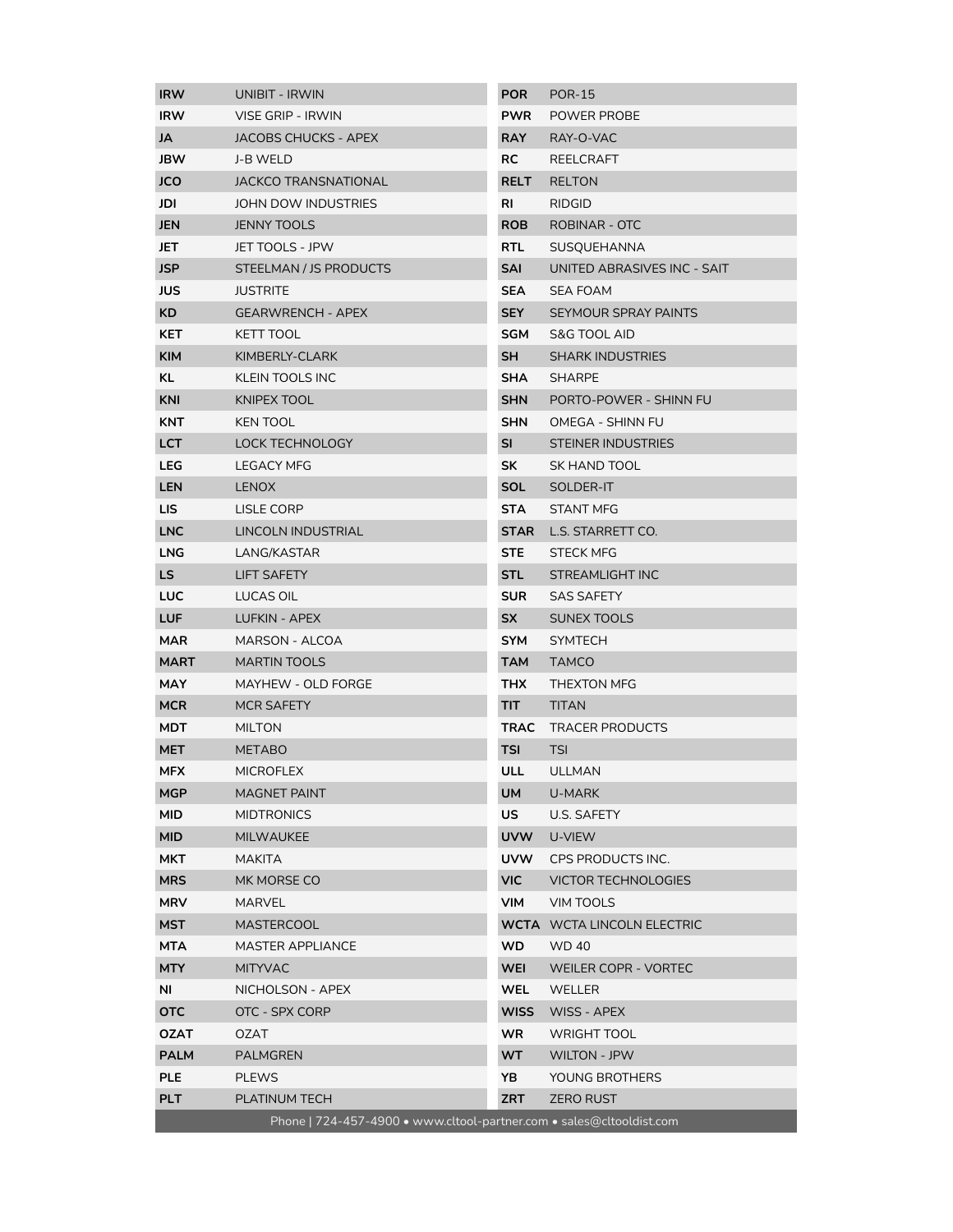| | | | |
|---|---|---|---|
| **IRW** | UNIBIT - IRWIN | **POR** | POR-15 |
| **IRW** | VISE GRIP - IRWIN | **PWR** | POWER PROBE |
| **JA** | JACOBS CHUCKS - APEX | **RAY** | RAY-O-VAC |
| **JBW** | J-B WELD | **RC** | REELCRAFT |
| **JCO** | JACKCO TRANSNATIONAL | **RELT** | RELTON |
| **JDI** | JOHN DOW INDUSTRIES | **RI** | RIDGID |
| **JEN** | JENNY TOOLS | **ROB** | ROBINAR - OTC |
| **JET** | JET TOOLS - JPW | **RTL** | SUSQUEHANNA |
| **JSP** | STEELMAN / JS PRODUCTS | **SAI** | UNITED ABRASIVES INC - SAIT |
| **JUS** | JUSTRITE | **SEA** | SEA FOAM |
| **KD** | GEARWRENCH - APEX | **SEY** | SEYMOUR SPRAY PAINTS |
| **KET** | KETT TOOL | **SGM** | S&G TOOL AID |
| **KIM** | KIMBERLY-CLARK | **SH** | SHARK INDUSTRIES |
| **KL** | KLEIN TOOLS INC | **SHA** | SHARPE |
| **KNI** | KNIPEX TOOL | **SHN** | PORTO-POWER - SHINN FU |
| **KNT** | KEN TOOL | **SHN** | OMEGA - SHINN FU |
| **LCT** | LOCK TECHNOLOGY | **SI** | STEINER INDUSTRIES |
| **LEG** | LEGACY MFG | **SK** | SK HAND TOOL |
| **LEN** | LENOX | **SOL** | SOLDER-IT |
| **LIS** | LISLE CORP | **STA** | STANT MFG |
| **LNC** | LINCOLN INDUSTRIAL | **STAR** | L.S. STARRETT CO. |
| **LNG** | LANG/KASTAR | **STE** | STECK MFG |
| **LS** | LIFT SAFETY | **STL** | STREAMLIGHT INC |
| **LUC** | LUCAS OIL | **SUR** | SAS SAFETY |
| **LUF** | LUFKIN - APEX | **SX** | SUNEX TOOLS |
| **MAR** | MARSON - ALCOA | **SYM** | SYMTECH |
| **MART** | MARTIN TOOLS | **TAM** | TAMCO |
| **MAY** | MAYHEW - OLD FORGE | **THX** | THEXTON MFG |
| **MCR** | MCR SAFETY | **TIT** | TITAN |
| **MDT** | MILTON | **TRAC** | TRACER PRODUCTS |
| **MET** | METABO | **TSI** | TSI |
| **MFX** | MICROFLEX | **ULL** | ULLMAN |
| **MGP** | MAGNET PAINT | **UM** | U-MARK |
| **MID** | MIDTRONICS | **US** | U.S. SAFETY |
| **MID** | MILWAUKEE | **UVW** | U-VIEW |
| **MKT** | MAKITA | **UVW** | CPS PRODUCTS INC. |
| **MRS** | MK MORSE CO | **VIC** | VICTOR TECHNOLOGIES |
| **MRV** | MARVEL | **VIM** | VIM TOOLS |
| **MST** | MASTERCOOL | **WCTA** | WCTA LINCOLN ELECTRIC |
| **MTA** | MASTER APPLIANCE | **WD** | WD 40 |
| **MTY** | MITYVAC | **WEI** | WEILER COPR - VORTEC |
| **NI** | NICHOLSON - APEX | **WEL** | WELLER |
| **OTC** | OTC - SPX CORP | **WISS** | WISS - APEX |
| **OZAT** | OZAT | **WR** | WRIGHT TOOL |
| **PALM** | PALMGREN | **WT** | WILTON - JPW |
| **PLE** | PLEWS | **YB** | YOUNG BROTHERS |
| **PLT** | PLATINUM TECH | **ZRT** | ZERO RUST |

Phone | 724-457-4900 • www.cltool-partner.com • sales@cltooldist.com